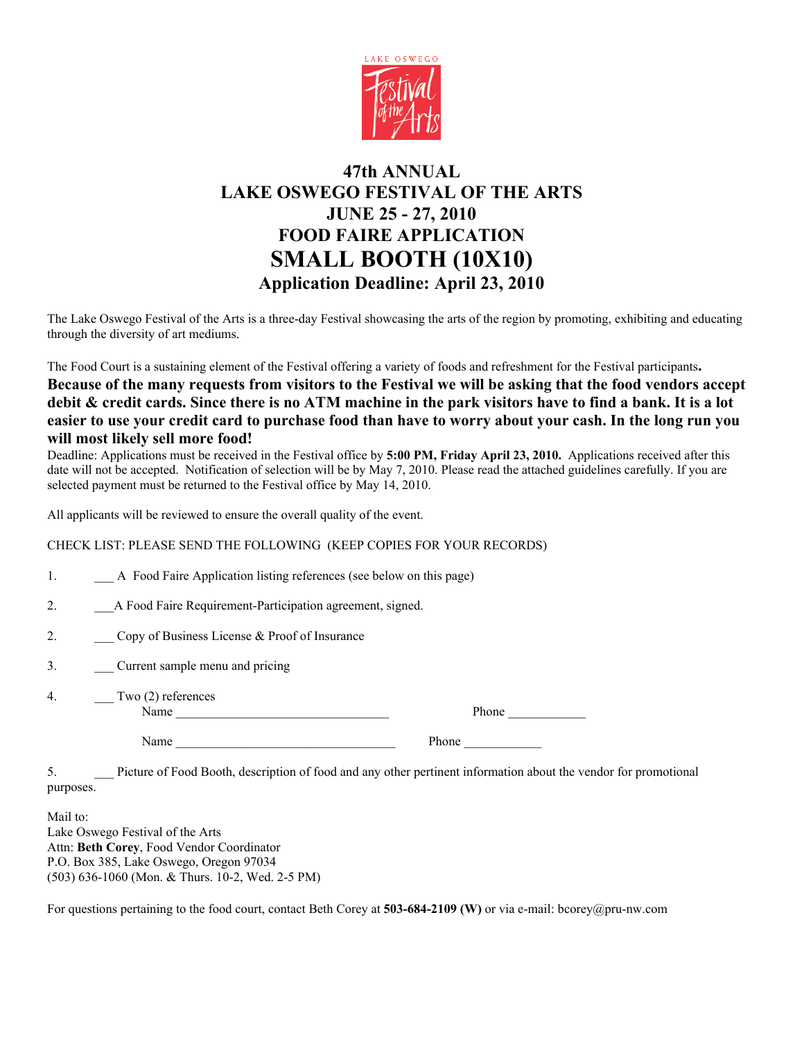LAKE OSWEGO Festival of the Arts

# 47th ANNUAL
# LAKE OSWEGO FESTIVAL OF THE ARTS
# JUNE 25 - 27, 2010
# FOOD FAIRE APPLICATION
# SMALL BOOTH (10X10)
## Application Deadline: April 23, 2010

The Lake Oswego Festival of the Arts is a three-day Festival showcasing the arts of the region by promoting, exhibiting and educating through the diversity of art mediums.

The Food Court is a sustaining element of the Festival offering a variety of foods and refreshment for the Festival participants**.**
**Because of the many requests from visitors to the Festival we will be asking that the food vendors accept debit & credit cards. Since there is no ATM machine in the park visitors have to find a bank. It is a lot easier to use your credit card to purchase food than have to worry about your cash. In the long run you will most likely sell more food!**
Deadline: Applications must be received in the Festival office by **5:00 PM, Friday April 23, 2010.** Applications received after this date will not be accepted. Notification of selection will be by May 7, 2010. Please read the attached guidelines carefully. If you are selected payment must be returned to the Festival office by May 14, 2010.

All applicants will be reviewed to ensure the overall quality of the event.

CHECK LIST: PLEASE SEND THE FOLLOWING (KEEP COPIES FOR YOUR RECORDS)

1. ___ A Food Faire Application listing references (see below on this page)

2. ___A Food Faire Requirement-Participation agreement, signed.

2. ___ Copy of Business License & Proof of Insurance

3. ___ Current sample menu and pricing

4. ___ Two (2) references
 Name _________________________________ Phone ____________

 Name _________________________________ Phone ____________

5. ___ Picture of Food Booth, description of food and any other pertinent information about the vendor for promotional purposes.

Mail to:
Lake Oswego Festival of the Arts
Attn: **Beth Corey**, Food Vendor Coordinator
P.O. Box 385, Lake Oswego, Oregon 97034
(503) 636-1060 (Mon. & Thurs. 10-2, Wed. 2-5 PM)

For questions pertaining to the food court, contact Beth Corey at **503-684-2109 (W)** or via e-mail: bcorey@pru-nw.com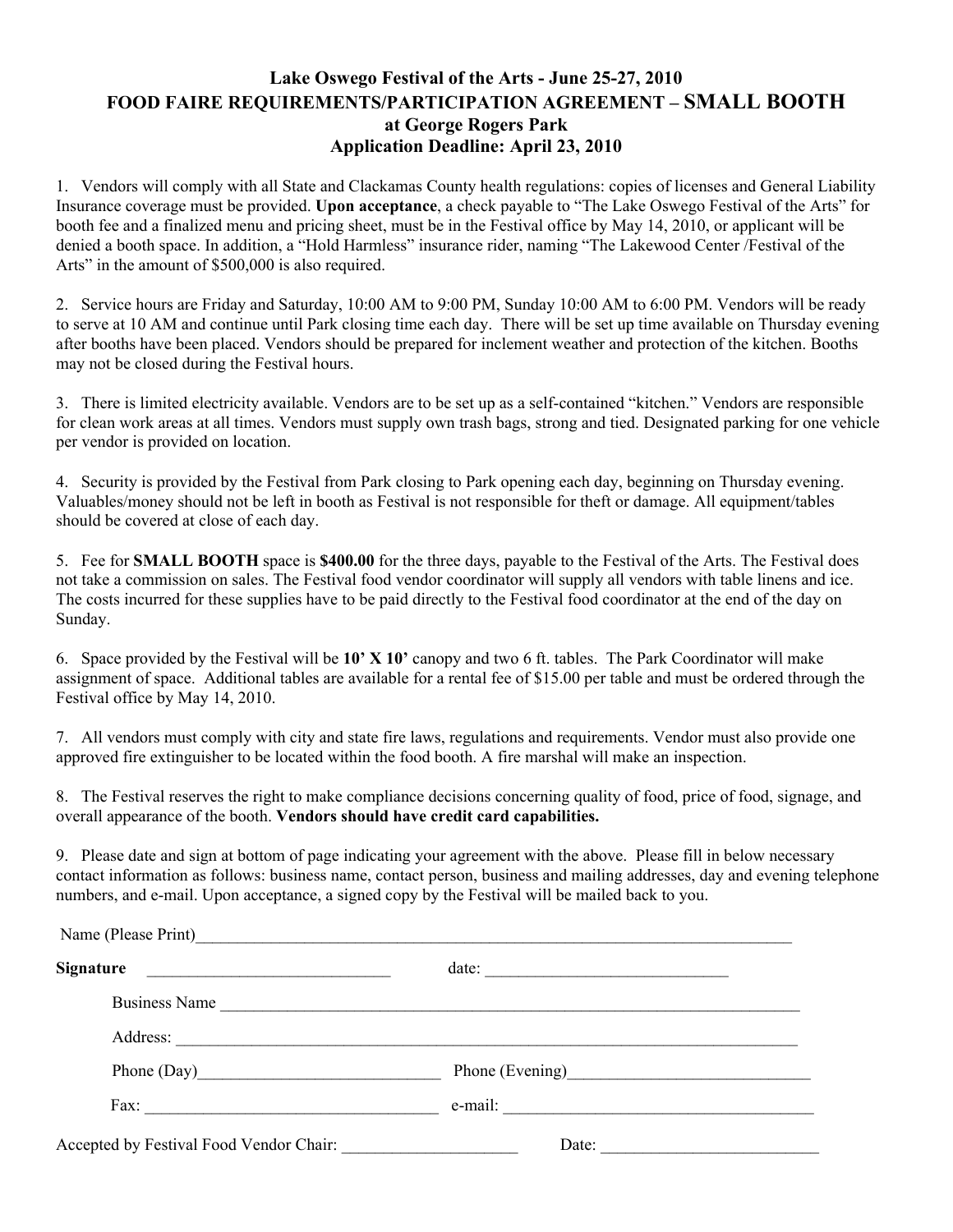**Lake Oswego Festival of the Arts - June 25-27, 2010**
**FOOD FAIRE REQUIREMENTS/PARTICIPATION AGREEMENT – SMALL BOOTH**
**at George Rogers Park**
**Application Deadline: April 23, 2010**

1. Vendors will comply with all State and Clackamas County health regulations: copies of licenses and General Liability Insurance coverage must be provided. **Upon acceptance**, a check payable to "The Lake Oswego Festival of the Arts" for booth fee and a finalized menu and pricing sheet, must be in the Festival office by May 14, 2010, or applicant will be denied a booth space. In addition, a "Hold Harmless" insurance rider, naming "The Lakewood Center /Festival of the Arts" in the amount of $500,000 is also required.

2. Service hours are Friday and Saturday, 10:00 AM to 9:00 PM, Sunday 10:00 AM to 6:00 PM. Vendors will be ready to serve at 10 AM and continue until Park closing time each day. There will be set up time available on Thursday evening after booths have been placed. Vendors should be prepared for inclement weather and protection of the kitchen. Booths may not be closed during the Festival hours.

3. There is limited electricity available. Vendors are to be set up as a self-contained "kitchen." Vendors are responsible for clean work areas at all times. Vendors must supply own trash bags, strong and tied. Designated parking for one vehicle per vendor is provided on location.

4. Security is provided by the Festival from Park closing to Park opening each day, beginning on Thursday evening. Valuables/money should not be left in booth as Festival is not responsible for theft or damage. All equipment/tables should be covered at close of each day.

5. Fee for **SMALL BOOTH** space is **$400.00** for the three days, payable to the Festival of the Arts. The Festival does not take a commission on sales. The Festival food vendor coordinator will supply all vendors with table linens and ice. The costs incurred for these supplies have to be paid directly to the Festival food coordinator at the end of the day on Sunday.

6. Space provided by the Festival will be **10' X 10'** canopy and two 6 ft. tables. The Park Coordinator will make assignment of space. Additional tables are available for a rental fee of $15.00 per table and must be ordered through the Festival office by May 14, 2010.

7. All vendors must comply with city and state fire laws, regulations and requirements. Vendor must also provide one approved fire extinguisher to be located within the food booth. A fire marshal will make an inspection.

8. The Festival reserves the right to make compliance decisions concerning quality of food, price of food, signage, and overall appearance of the booth. **Vendors should have credit card capabilities.**

9. Please date and sign at bottom of page indicating your agreement with the above. Please fill in below necessary contact information as follows: business name, contact person, business and mailing addresses, day and evening telephone numbers, and e-mail. Upon acceptance, a signed copy by the Festival will be mailed back to you.

Name (Please Print)________________________________________________________________________

**Signature** ______________________________ date: ______________________________

Business Name ____________________________________________________________________

Address: ________________________________________________________________________

Phone (Day)______________________________ Phone (Evening)______________________________

Fax: ____________________________________ e-mail: ______________________________________

Accepted by Festival Food Vendor Chair: _____________________ Date: ___________________________